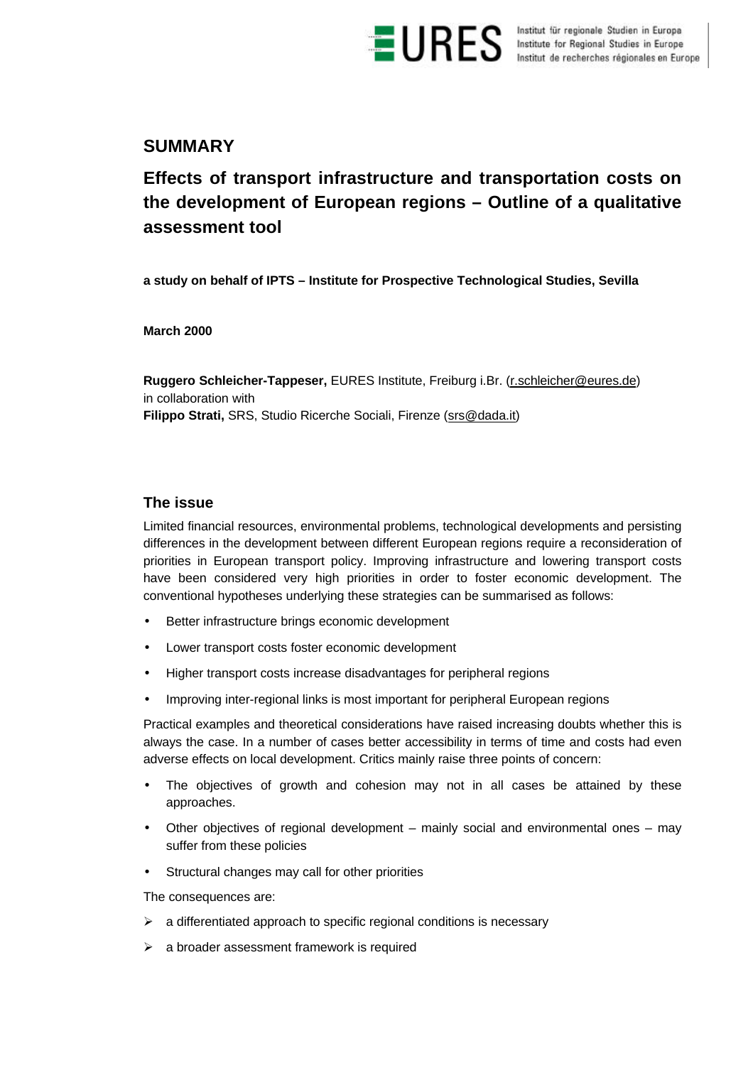EURES Institut für regionale Studien in Europa
Institute for Regional Studies in Europe
Institut de recherches régionales en Europe

# SUMMARY

# Effects of transport infrastructure and transportation costs on the development of European regions – Outline of a qualitative assessment tool

**a study on behalf of IPTS – Institute for Prospective Technological Studies, Sevilla**

**March 2000**

**Ruggero Schleicher-Tappeser,** EURES Institute, Freiburg i.Br. (r.schleicher@eures.de)
in collaboration with
**Filippo Strati,** SRS, Studio Ricerche Sociali, Firenze (srs@dada.it)

## The issue

Limited financial resources, environmental problems, technological developments and persisting differences in the development between different European regions require a reconsideration of priorities in European transport policy. Improving infrastructure and lowering transport costs have been considered very high priorities in order to foster economic development. The conventional hypotheses underlying these strategies can be summarised as follows:

- Better infrastructure brings economic development
- Lower transport costs foster economic development
- Higher transport costs increase disadvantages for peripheral regions
- Improving inter-regional links is most important for peripheral European regions

Practical examples and theoretical considerations have raised increasing doubts whether this is always the case. In a number of cases better accessibility in terms of time and costs had even adverse effects on local development. Critics mainly raise three points of concern:

- The objectives of growth and cohesion may not in all cases be attained by these approaches.
- Other objectives of regional development – mainly social and environmental ones – may suffer from these policies
- Structural changes may call for other priorities

The consequences are:

- a differentiated approach to specific regional conditions is necessary
- a broader assessment framework is required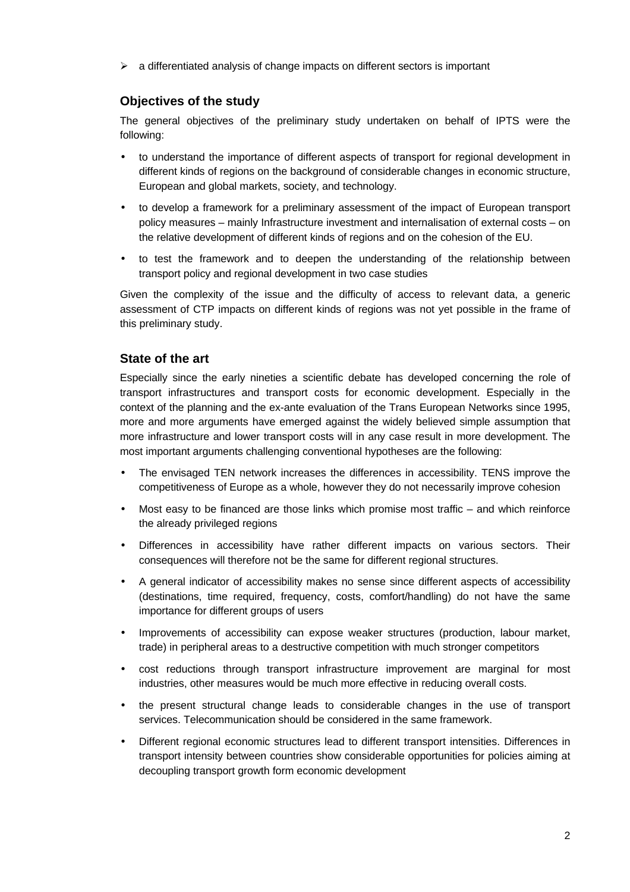- a differentiated analysis of change impacts on different sectors is important

## Objectives of the study

The general objectives of the preliminary study undertaken on behalf of IPTS were the following:

- to understand the importance of different aspects of transport for regional development in different kinds of regions on the background of considerable changes in economic structure, European and global markets, society, and technology.
- to develop a framework for a preliminary assessment of the impact of European transport policy measures – mainly Infrastructure investment and internalisation of external costs – on the relative development of different kinds of regions and on the cohesion of the EU.
- to test the framework and to deepen the understanding of the relationship between transport policy and regional development in two case studies

Given the complexity of the issue and the difficulty of access to relevant data, a generic assessment of CTP impacts on different kinds of regions was not yet possible in the frame of this preliminary study.

## State of the art

Especially since the early nineties a scientific debate has developed concerning the role of transport infrastructures and transport costs for economic development. Especially in the context of the planning and the ex-ante evaluation of the Trans European Networks since 1995, more and more arguments have emerged against the widely believed simple assumption that more infrastructure and lower transport costs will in any case result in more development. The most important arguments challenging conventional hypotheses are the following:

- The envisaged TEN network increases the differences in accessibility. TENS improve the competitiveness of Europe as a whole, however they do not necessarily improve cohesion
- Most easy to be financed are those links which promise most traffic – and which reinforce the already privileged regions
- Differences in accessibility have rather different impacts on various sectors. Their consequences will therefore not be the same for different regional structures.
- A general indicator of accessibility makes no sense since different aspects of accessibility (destinations, time required, frequency, costs, comfort/handling) do not have the same importance for different groups of users
- Improvements of accessibility can expose weaker structures (production, labour market, trade) in peripheral areas to a destructive competition with much stronger competitors
- cost reductions through transport infrastructure improvement are marginal for most industries, other measures would be much more effective in reducing overall costs.
- the present structural change leads to considerable changes in the use of transport services. Telecommunication should be considered in the same framework.
- Different regional economic structures lead to different transport intensities. Differences in transport intensity between countries show considerable opportunities for policies aiming at decoupling transport growth form economic development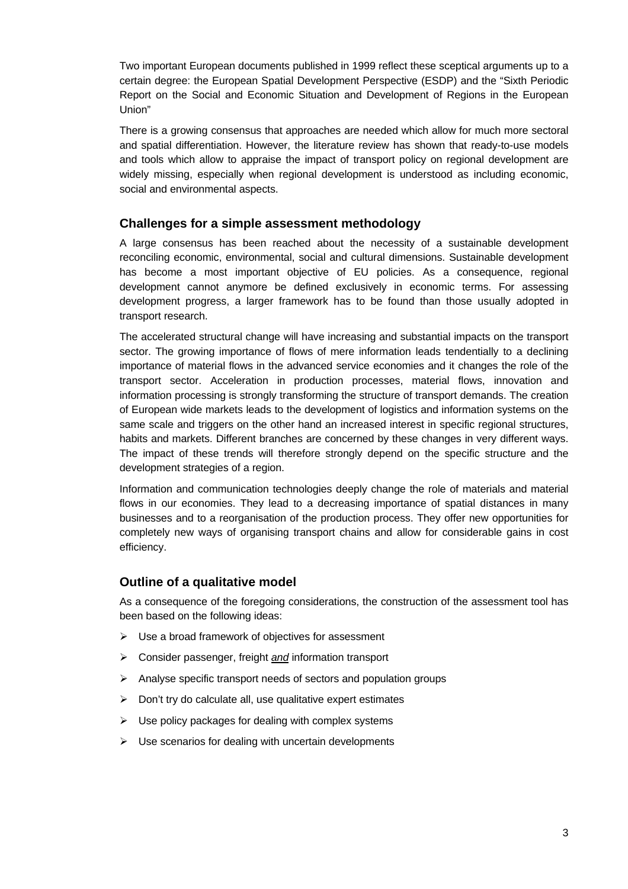Two important European documents published in 1999 reflect these sceptical arguments up to a certain degree: the European Spatial Development Perspective (ESDP) and the "Sixth Periodic Report on the Social and Economic Situation and Development of Regions in the European Union"

There is a growing consensus that approaches are needed which allow for much more sectoral and spatial differentiation. However, the literature review has shown that ready-to-use models and tools which allow to appraise the impact of transport policy on regional development are widely missing, especially when regional development is understood as including economic, social and environmental aspects.

## Challenges for a simple assessment methodology

A large consensus has been reached about the necessity of a sustainable development reconciling economic, environmental, social and cultural dimensions. Sustainable development has become a most important objective of EU policies. As a consequence, regional development cannot anymore be defined exclusively in economic terms. For assessing development progress, a larger framework has to be found than those usually adopted in transport research.

The accelerated structural change will have increasing and substantial impacts on the transport sector. The growing importance of flows of mere information leads tendentially to a declining importance of material flows in the advanced service economies and it changes the role of the transport sector. Acceleration in production processes, material flows, innovation and information processing is strongly transforming the structure of transport demands. The creation of European wide markets leads to the development of logistics and information systems on the same scale and triggers on the other hand an increased interest in specific regional structures, habits and markets. Different branches are concerned by these changes in very different ways. The impact of these trends will therefore strongly depend on the specific structure and the development strategies of a region.

Information and communication technologies deeply change the role of materials and material flows in our economies. They lead to a decreasing importance of spatial distances in many businesses and to a reorganisation of the production process. They offer new opportunities for completely new ways of organising transport chains and allow for considerable gains in cost efficiency.

## Outline of a qualitative model

As a consequence of the foregoing considerations, the construction of the assessment tool has been based on the following ideas:

- Use a broad framework of objectives for assessment
- Consider passenger, freight ***and*** information transport
- Analyse specific transport needs of sectors and population groups
- Don't try do calculate all, use qualitative expert estimates
- Use policy packages for dealing with complex systems
- Use scenarios for dealing with uncertain developments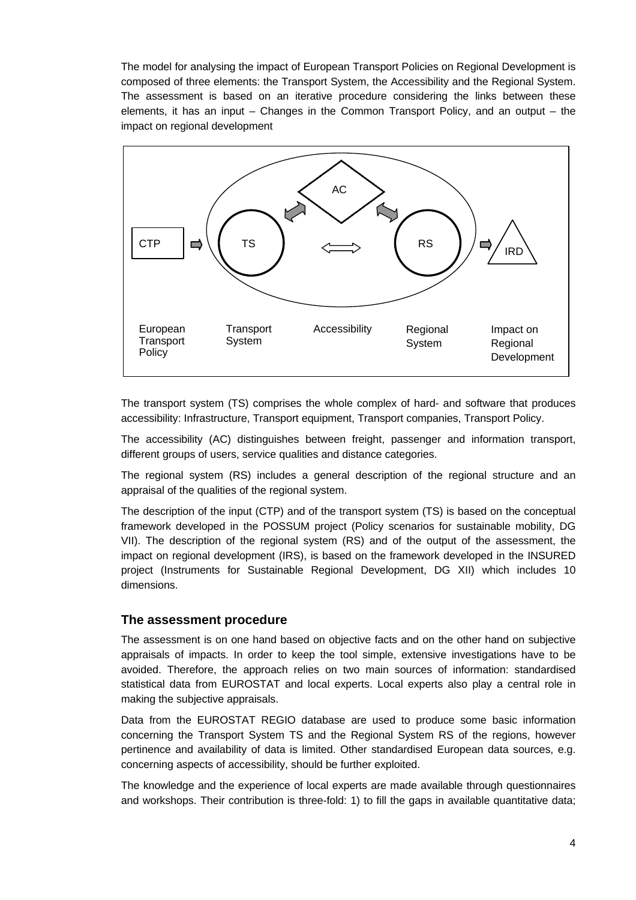The model for analysing the impact of European Transport Policies on Regional Development is composed of three elements: the Transport System, the Accessibility and the Regional System. The assessment is based on an iterative procedure considering the links between these elements, it has an input – Changes in the Common Transport Policy, and an output – the impact on regional development

CTP ⇨ TS ⟺ AC ⟺ RS ⇨ IRD

European Transport Policy | Transport System | Accessibility | Regional System | Impact on Regional Development

The transport system (TS) comprises the whole complex of hard- and software that produces accessibility: Infrastructure, Transport equipment, Transport companies, Transport Policy.

The accessibility (AC) distinguishes between freight, passenger and information transport, different groups of users, service qualities and distance categories.

The regional system (RS) includes a general description of the regional structure and an appraisal of the qualities of the regional system.

The description of the input (CTP) and of the transport system (TS) is based on the conceptual framework developed in the POSSUM project (Policy scenarios for sustainable mobility, DG VII). The description of the regional system (RS) and of the output of the assessment, the impact on regional development (IRS), is based on the framework developed in the INSURED project (Instruments for Sustainable Regional Development, DG XII) which includes 10 dimensions.

## The assessment procedure

The assessment is on one hand based on objective facts and on the other hand on subjective appraisals of impacts. In order to keep the tool simple, extensive investigations have to be avoided. Therefore, the approach relies on two main sources of information: standardised statistical data from EUROSTAT and local experts. Local experts also play a central role in making the subjective appraisals.

Data from the EUROSTAT REGIO database are used to produce some basic information concerning the Transport System TS and the Regional System RS of the regions, however pertinence and availability of data is limited. Other standardised European data sources, e.g. concerning aspects of accessibility, should be further exploited.

The knowledge and the experience of local experts are made available through questionnaires and workshops. Their contribution is three-fold: 1) to fill the gaps in available quantitative data;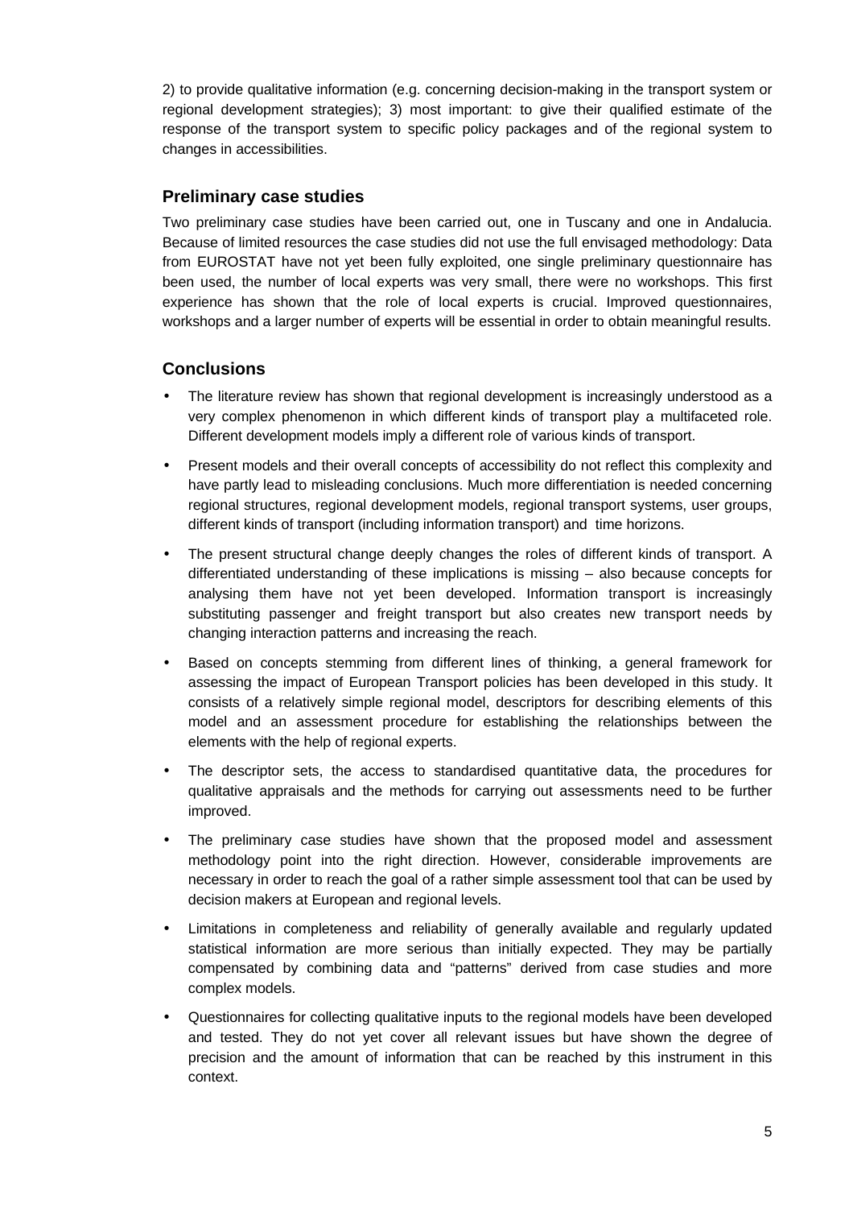2) to provide qualitative information (e.g. concerning decision-making in the transport system or regional development strategies); 3) most important: to give their qualified estimate of the response of the transport system to specific policy packages and of the regional system to changes in accessibilities.

### Preliminary case studies

Two preliminary case studies have been carried out, one in Tuscany and one in Andalucia. Because of limited resources the case studies did not use the full envisaged methodology: Data from EUROSTAT have not yet been fully exploited, one single preliminary questionnaire has been used, the number of local experts was very small, there were no workshops. This first experience has shown that the role of local experts is crucial. Improved questionnaires, workshops and a larger number of experts will be essential in order to obtain meaningful results.

### Conclusions

- The literature review has shown that regional development is increasingly understood as a very complex phenomenon in which different kinds of transport play a multifaceted role. Different development models imply a different role of various kinds of transport.
- Present models and their overall concepts of accessibility do not reflect this complexity and have partly lead to misleading conclusions. Much more differentiation is needed concerning regional structures, regional development models, regional transport systems, user groups, different kinds of transport (including information transport) and time horizons.
- The present structural change deeply changes the roles of different kinds of transport. A differentiated understanding of these implications is missing – also because concepts for analysing them have not yet been developed. Information transport is increasingly substituting passenger and freight transport but also creates new transport needs by changing interaction patterns and increasing the reach.
- Based on concepts stemming from different lines of thinking, a general framework for assessing the impact of European Transport policies has been developed in this study. It consists of a relatively simple regional model, descriptors for describing elements of this model and an assessment procedure for establishing the relationships between the elements with the help of regional experts.
- The descriptor sets, the access to standardised quantitative data, the procedures for qualitative appraisals and the methods for carrying out assessments need to be further improved.
- The preliminary case studies have shown that the proposed model and assessment methodology point into the right direction. However, considerable improvements are necessary in order to reach the goal of a rather simple assessment tool that can be used by decision makers at European and regional levels.
- Limitations in completeness and reliability of generally available and regularly updated statistical information are more serious than initially expected. They may be partially compensated by combining data and "patterns" derived from case studies and more complex models.
- Questionnaires for collecting qualitative inputs to the regional models have been developed and tested. They do not yet cover all relevant issues but have shown the degree of precision and the amount of information that can be reached by this instrument in this context.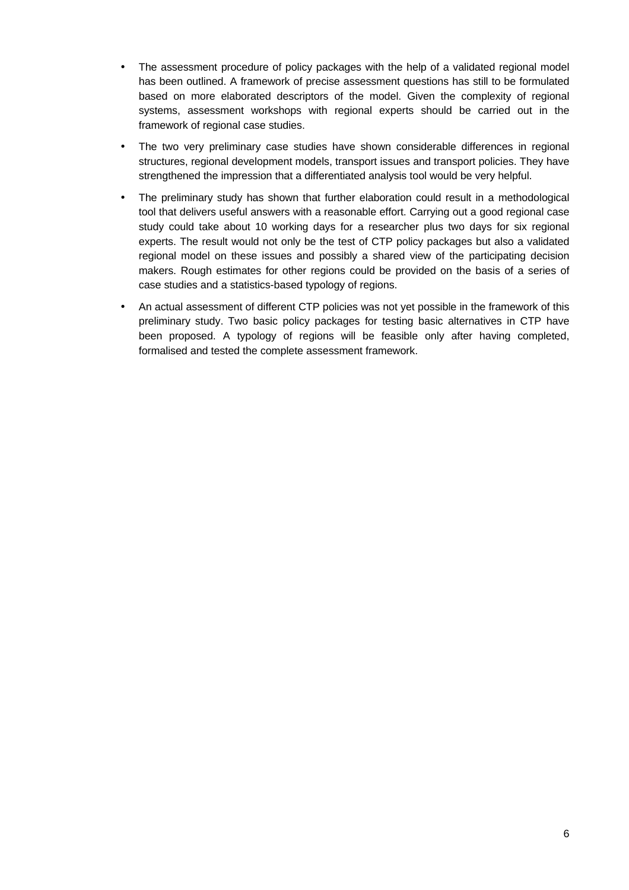- The assessment procedure of policy packages with the help of a validated regional model has been outlined. A framework of precise assessment questions has still to be formulated based on more elaborated descriptors of the model. Given the complexity of regional systems, assessment workshops with regional experts should be carried out in the framework of regional case studies.
- The two very preliminary case studies have shown considerable differences in regional structures, regional development models, transport issues and transport policies. They have strengthened the impression that a differentiated analysis tool would be very helpful.
- The preliminary study has shown that further elaboration could result in a methodological tool that delivers useful answers with a reasonable effort. Carrying out a good regional case study could take about 10 working days for a researcher plus two days for six regional experts. The result would not only be the test of CTP policy packages but also a validated regional model on these issues and possibly a shared view of the participating decision makers. Rough estimates for other regions could be provided on the basis of a series of case studies and a statistics-based typology of regions.
- An actual assessment of different CTP policies was not yet possible in the framework of this preliminary study. Two basic policy packages for testing basic alternatives in CTP have been proposed. A typology of regions will be feasible only after having completed, formalised and tested the complete assessment framework.